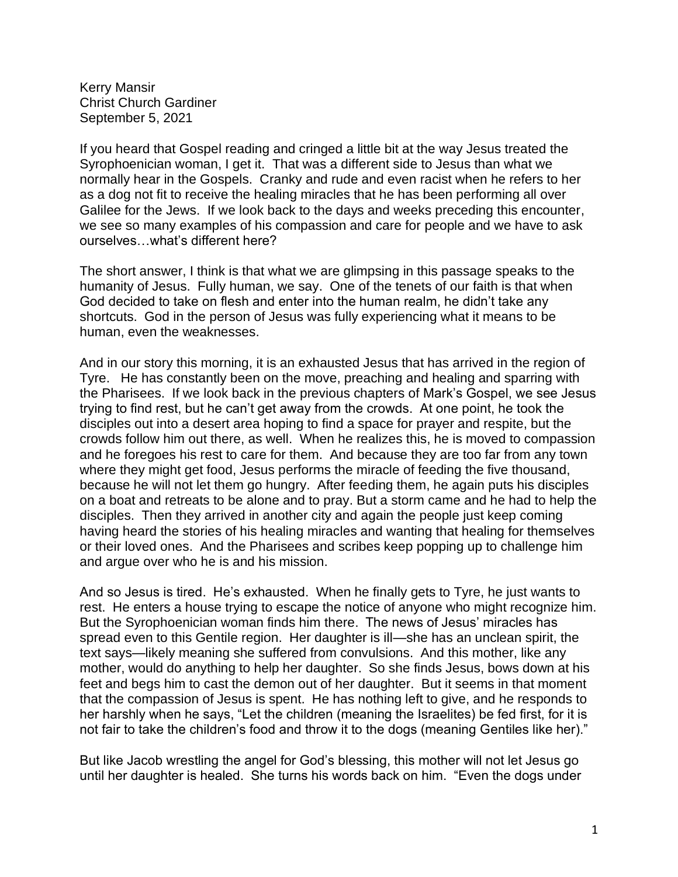Kerry Mansir
Christ Church Gardiner
September 5, 2021

If you heard that Gospel reading and cringed a little bit at the way Jesus treated the Syrophoenician woman, I get it. That was a different side to Jesus than what we normally hear in the Gospels. Cranky and rude and even racist when he refers to her as a dog not fit to receive the healing miracles that he has been performing all over Galilee for the Jews. If we look back to the days and weeks preceding this encounter, we see so many examples of his compassion and care for people and we have to ask ourselves…what's different here?

The short answer, I think is that what we are glimpsing in this passage speaks to the humanity of Jesus. Fully human, we say. One of the tenets of our faith is that when God decided to take on flesh and enter into the human realm, he didn't take any shortcuts. God in the person of Jesus was fully experiencing what it means to be human, even the weaknesses.

And in our story this morning, it is an exhausted Jesus that has arrived in the region of Tyre. He has constantly been on the move, preaching and healing and sparring with the Pharisees. If we look back in the previous chapters of Mark's Gospel, we see Jesus trying to find rest, but he can't get away from the crowds. At one point, he took the disciples out into a desert area hoping to find a space for prayer and respite, but the crowds follow him out there, as well. When he realizes this, he is moved to compassion and he foregoes his rest to care for them. And because they are too far from any town where they might get food, Jesus performs the miracle of feeding the five thousand, because he will not let them go hungry. After feeding them, he again puts his disciples on a boat and retreats to be alone and to pray. But a storm came and he had to help the disciples. Then they arrived in another city and again the people just keep coming having heard the stories of his healing miracles and wanting that healing for themselves or their loved ones. And the Pharisees and scribes keep popping up to challenge him and argue over who he is and his mission.

And so Jesus is tired. He's exhausted. When he finally gets to Tyre, he just wants to rest. He enters a house trying to escape the notice of anyone who might recognize him. But the Syrophoenician woman finds him there. The news of Jesus' miracles has spread even to this Gentile region. Her daughter is ill—she has an unclean spirit, the text says—likely meaning she suffered from convulsions. And this mother, like any mother, would do anything to help her daughter. So she finds Jesus, bows down at his feet and begs him to cast the demon out of her daughter. But it seems in that moment that the compassion of Jesus is spent. He has nothing left to give, and he responds to her harshly when he says, "Let the children (meaning the Israelites) be fed first, for it is not fair to take the children's food and throw it to the dogs (meaning Gentiles like her)."

But like Jacob wrestling the angel for God's blessing, this mother will not let Jesus go until her daughter is healed. She turns his words back on him. "Even the dogs under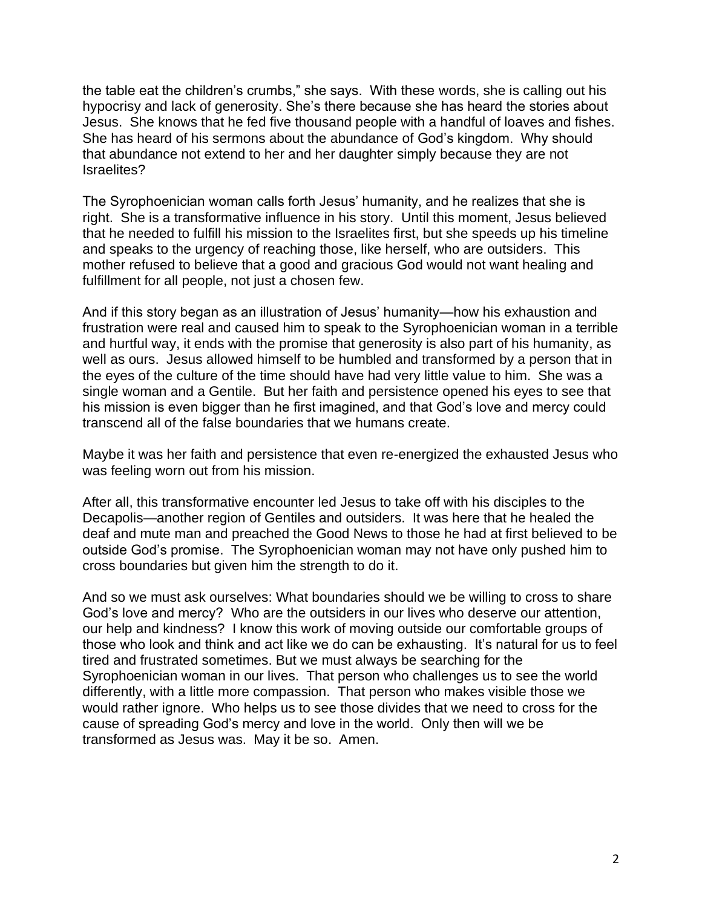the table eat the children's crumbs," she says. With these words, she is calling out his hypocrisy and lack of generosity. She's there because she has heard the stories about Jesus. She knows that he fed five thousand people with a handful of loaves and fishes. She has heard of his sermons about the abundance of God's kingdom. Why should that abundance not extend to her and her daughter simply because they are not Israelites?

The Syrophoenician woman calls forth Jesus' humanity, and he realizes that she is right. She is a transformative influence in his story. Until this moment, Jesus believed that he needed to fulfill his mission to the Israelites first, but she speeds up his timeline and speaks to the urgency of reaching those, like herself, who are outsiders. This mother refused to believe that a good and gracious God would not want healing and fulfillment for all people, not just a chosen few.

And if this story began as an illustration of Jesus' humanity—how his exhaustion and frustration were real and caused him to speak to the Syrophoenician woman in a terrible and hurtful way, it ends with the promise that generosity is also part of his humanity, as well as ours. Jesus allowed himself to be humbled and transformed by a person that in the eyes of the culture of the time should have had very little value to him. She was a single woman and a Gentile. But her faith and persistence opened his eyes to see that his mission is even bigger than he first imagined, and that God's love and mercy could transcend all of the false boundaries that we humans create.

Maybe it was her faith and persistence that even re-energized the exhausted Jesus who was feeling worn out from his mission.

After all, this transformative encounter led Jesus to take off with his disciples to the Decapolis—another region of Gentiles and outsiders. It was here that he healed the deaf and mute man and preached the Good News to those he had at first believed to be outside God's promise. The Syrophoenician woman may not have only pushed him to cross boundaries but given him the strength to do it.

And so we must ask ourselves: What boundaries should we be willing to cross to share God's love and mercy? Who are the outsiders in our lives who deserve our attention, our help and kindness? I know this work of moving outside our comfortable groups of those who look and think and act like we do can be exhausting. It's natural for us to feel tired and frustrated sometimes. But we must always be searching for the Syrophoenician woman in our lives. That person who challenges us to see the world differently, with a little more compassion. That person who makes visible those we would rather ignore. Who helps us to see those divides that we need to cross for the cause of spreading God's mercy and love in the world. Only then will we be transformed as Jesus was. May it be so. Amen.